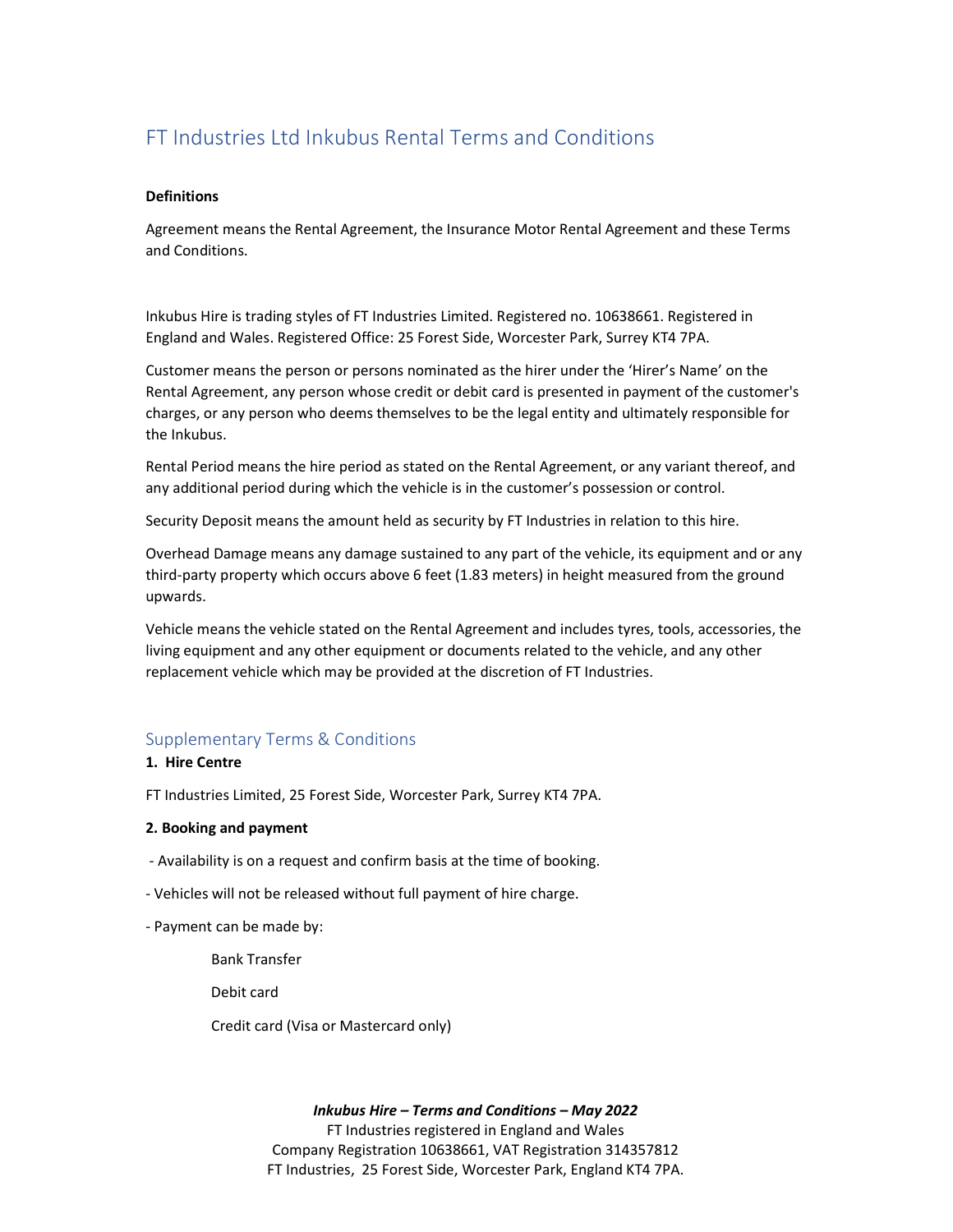# FT Industries Ltd Inkubus Rental Terms and Conditions

**Definitions**

Agreement means the Rental Agreement, the Insurance Motor Rental Agreement and these Terms and Conditions.

Inkubus Hire is trading styles of FT Industries Limited. Registered no. 10638661. Registered in England and Wales. Registered Office: 25 Forest Side, Worcester Park, Surrey KT4 7PA.

Customer means the person or persons nominated as the hirer under the 'Hirer's Name' on the Rental Agreement, any person whose credit or debit card is presented in payment of the customer's charges, or any person who deems themselves to be the legal entity and ultimately responsible for the Inkubus.

Rental Period means the hire period as stated on the Rental Agreement, or any variant thereof, and any additional period during which the vehicle is in the customer's possession or control.

Security Deposit means the amount held as security by FT Industries in relation to this hire.

Overhead Damage means any damage sustained to any part of the vehicle, its equipment and or any third-party property which occurs above 6 feet (1.83 meters) in height measured from the ground upwards.

Vehicle means the vehicle stated on the Rental Agreement and includes tyres, tools, accessories, the living equipment and any other equipment or documents related to the vehicle, and any other replacement vehicle which may be provided at the discretion of FT Industries.

## Supplementary Terms & Conditions

**1. Hire Centre**

FT Industries Limited, 25 Forest Side, Worcester Park, Surrey KT4 7PA.

**2. Booking and payment**

- Availability is on a request and confirm basis at the time of booking.
- Vehicles will not be released without full payment of hire charge.
- Payment can be made by:

    Bank Transfer

    Debit card

    Credit card (Visa or Mastercard only)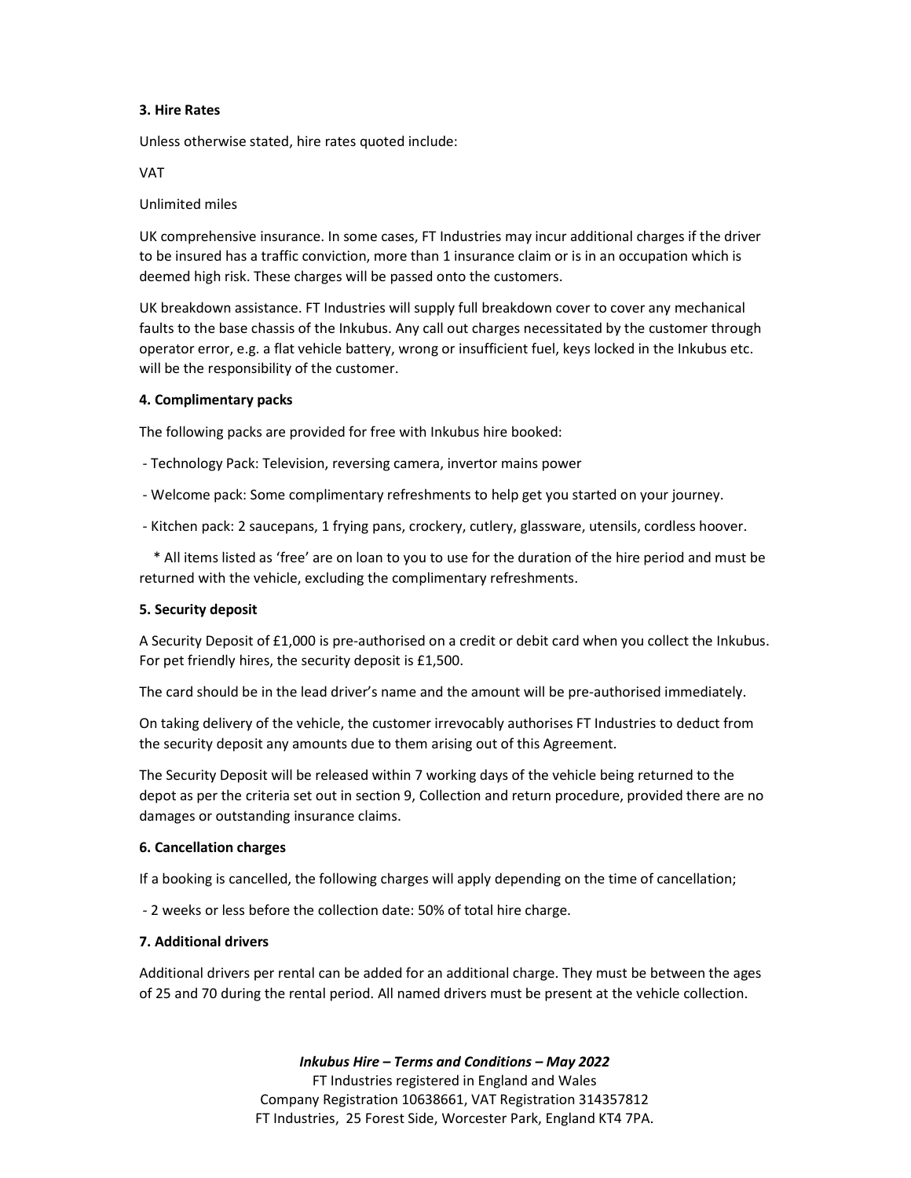**3. Hire Rates**

Unless otherwise stated, hire rates quoted include:

VAT

Unlimited miles

UK comprehensive insurance. In some cases, FT Industries may incur additional charges if the driver to be insured has a traffic conviction, more than 1 insurance claim or is in an occupation which is deemed high risk. These charges will be passed onto the customers.

UK breakdown assistance. FT Industries will supply full breakdown cover to cover any mechanical faults to the base chassis of the Inkubus. Any call out charges necessitated by the customer through operator error, e.g. a flat vehicle battery, wrong or insufficient fuel, keys locked in the Inkubus etc. will be the responsibility of the customer.

**4. Complimentary packs**

The following packs are provided for free with Inkubus hire booked:

- Technology Pack: Television, reversing camera, invertor mains power
- Welcome pack: Some complimentary refreshments to help get you started on your journey.
- Kitchen pack: 2 saucepans, 1 frying pans, crockery, cutlery, glassware, utensils, cordless hoover.

\* All items listed as 'free' are on loan to you to use for the duration of the hire period and must be returned with the vehicle, excluding the complimentary refreshments.

**5. Security deposit**

A Security Deposit of £1,000 is pre-authorised on a credit or debit card when you collect the Inkubus. For pet friendly hires, the security deposit is £1,500.

The card should be in the lead driver's name and the amount will be pre-authorised immediately.

On taking delivery of the vehicle, the customer irrevocably authorises FT Industries to deduct from the security deposit any amounts due to them arising out of this Agreement.

The Security Deposit will be released within 7 working days of the vehicle being returned to the depot as per the criteria set out in section 9, Collection and return procedure, provided there are no damages or outstanding insurance claims.

**6. Cancellation charges**

If a booking is cancelled, the following charges will apply depending on the time of cancellation;

- 2 weeks or less before the collection date: 50% of total hire charge.

**7. Additional drivers**

Additional drivers per rental can be added for an additional charge. They must be between the ages of 25 and 70 during the rental period. All named drivers must be present at the vehicle collection.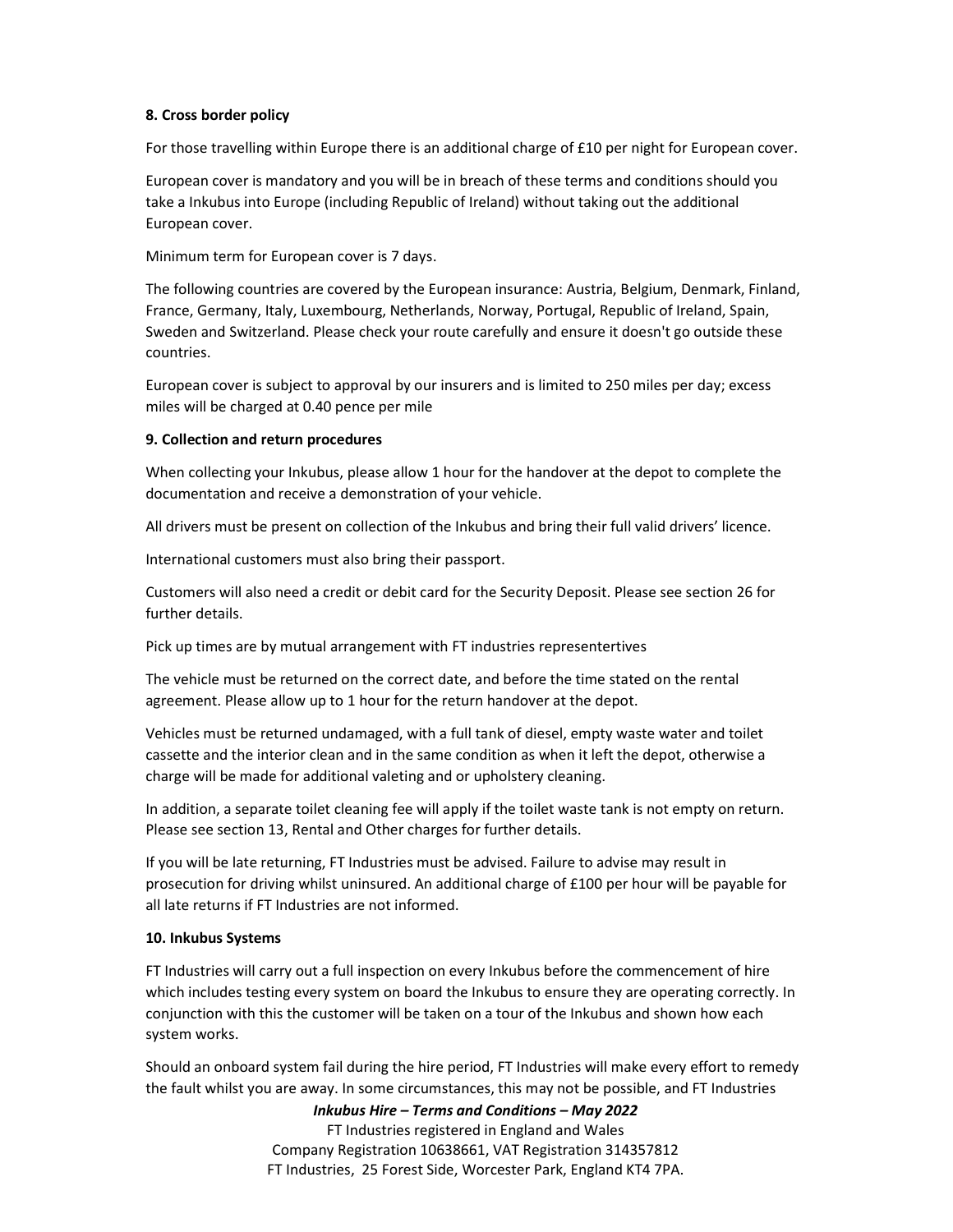**8. Cross border policy**

For those travelling within Europe there is an additional charge of £10 per night for European cover.

European cover is mandatory and you will be in breach of these terms and conditions should you take a Inkubus into Europe (including Republic of Ireland) without taking out the additional European cover.

Minimum term for European cover is 7 days.

The following countries are covered by the European insurance: Austria, Belgium, Denmark, Finland, France, Germany, Italy, Luxembourg, Netherlands, Norway, Portugal, Republic of Ireland, Spain, Sweden and Switzerland. Please check your route carefully and ensure it doesn't go outside these countries.

European cover is subject to approval by our insurers and is limited to 250 miles per day; excess miles will be charged at 0.40 pence per mile

**9. Collection and return procedures**

When collecting your Inkubus, please allow 1 hour for the handover at the depot to complete the documentation and receive a demonstration of your vehicle.

All drivers must be present on collection of the Inkubus and bring their full valid drivers' licence.

International customers must also bring their passport.

Customers will also need a credit or debit card for the Security Deposit. Please see section 26 for further details.

Pick up times are by mutual arrangement with FT industries representertives

The vehicle must be returned on the correct date, and before the time stated on the rental agreement. Please allow up to 1 hour for the return handover at the depot.

Vehicles must be returned undamaged, with a full tank of diesel, empty waste water and toilet cassette and the interior clean and in the same condition as when it left the depot, otherwise a charge will be made for additional valeting and or upholstery cleaning.

In addition, a separate toilet cleaning fee will apply if the toilet waste tank is not empty on return. Please see section 13, Rental and Other charges for further details.

If you will be late returning, FT Industries must be advised. Failure to advise may result in prosecution for driving whilst uninsured. An additional charge of £100 per hour will be payable for all late returns if FT Industries are not informed.

**10. Inkubus Systems**

FT Industries will carry out a full inspection on every Inkubus before the commencement of hire which includes testing every system on board the Inkubus to ensure they are operating correctly. In conjunction with this the customer will be taken on a tour of the Inkubus and shown how each system works.

Should an onboard system fail during the hire period, FT Industries will make every effort to remedy the fault whilst you are away. In some circumstances, this may not be possible, and FT Industries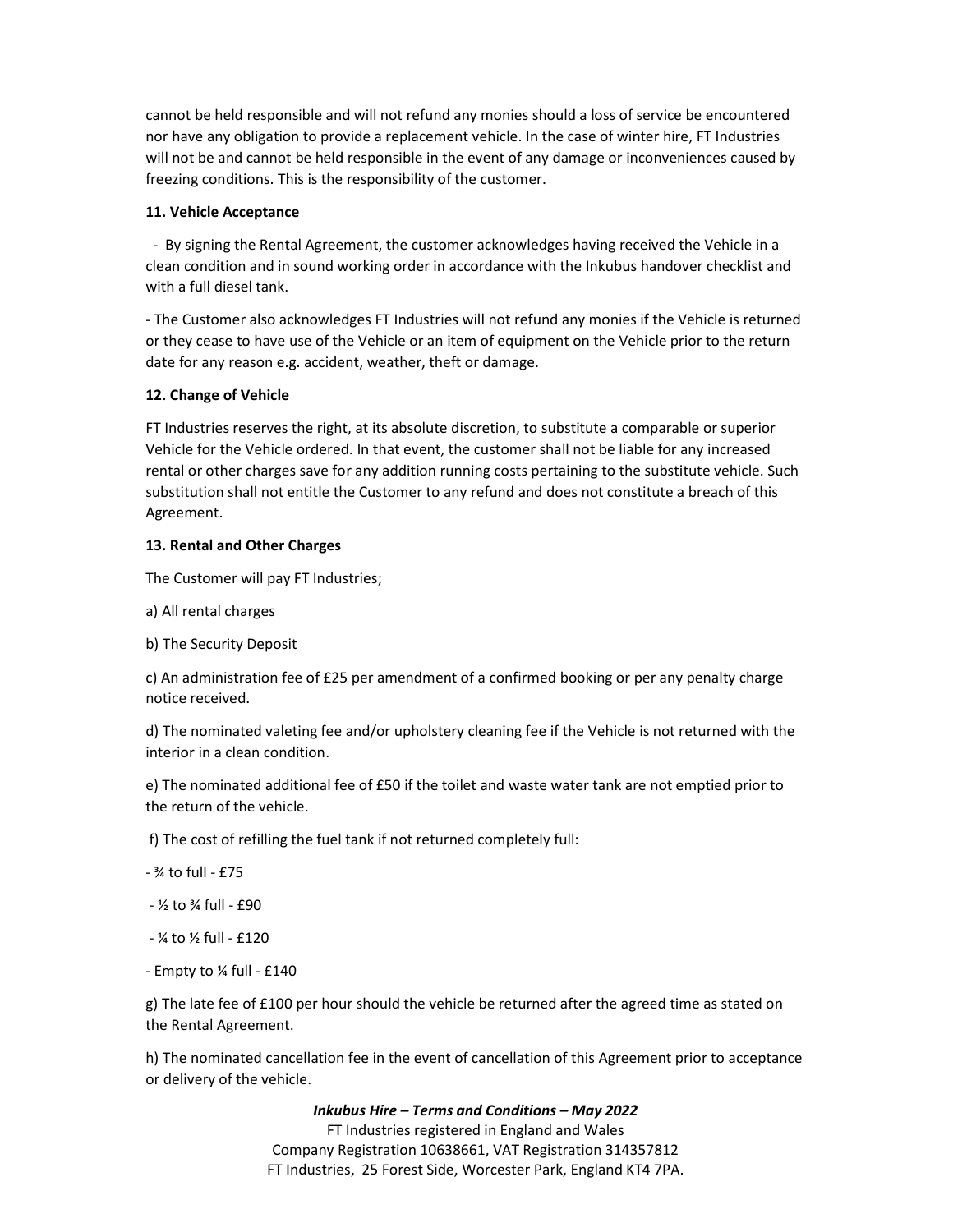cannot be held responsible and will not refund any monies should a loss of service be encountered nor have any obligation to provide a replacement vehicle. In the case of winter hire, FT Industries will not be and cannot be held responsible in the event of any damage or inconveniences caused by freezing conditions. This is the responsibility of the customer.

**11. Vehicle Acceptance**

- By signing the Rental Agreement, the customer acknowledges having received the Vehicle in a clean condition and in sound working order in accordance with the Inkubus handover checklist and with a full diesel tank.

- The Customer also acknowledges FT Industries will not refund any monies if the Vehicle is returned or they cease to have use of the Vehicle or an item of equipment on the Vehicle prior to the return date for any reason e.g. accident, weather, theft or damage.

**12. Change of Vehicle**

FT Industries reserves the right, at its absolute discretion, to substitute a comparable or superior Vehicle for the Vehicle ordered. In that event, the customer shall not be liable for any increased rental or other charges save for any addition running costs pertaining to the substitute vehicle. Such substitution shall not entitle the Customer to any refund and does not constitute a breach of this Agreement.

**13. Rental and Other Charges**

The Customer will pay FT Industries;

a) All rental charges

b) The Security Deposit

c) An administration fee of £25 per amendment of a confirmed booking or per any penalty charge notice received.

d) The nominated valeting fee and/or upholstery cleaning fee if the Vehicle is not returned with the interior in a clean condition.

e) The nominated additional fee of £50 if the toilet and waste water tank are not emptied prior to the return of the vehicle.

f) The cost of refilling the fuel tank if not returned completely full:

- ¾ to full - £75
- ½ to ¾ full - £90
- ¼ to ½ full - £120
- Empty to ¼ full - £140

g) The late fee of £100 per hour should the vehicle be returned after the agreed time as stated on the Rental Agreement.

h) The nominated cancellation fee in the event of cancellation of this Agreement prior to acceptance or delivery of the vehicle.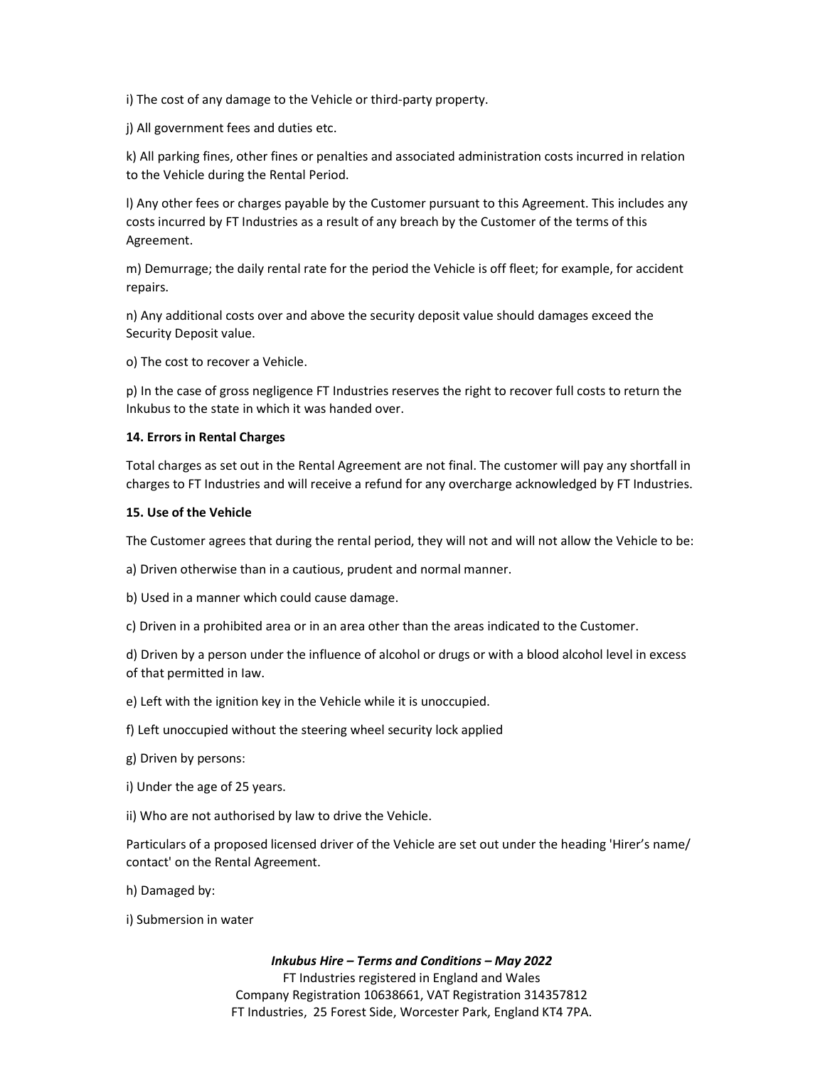i) The cost of any damage to the Vehicle or third-party property.

j) All government fees and duties etc.

k) All parking fines, other fines or penalties and associated administration costs incurred in relation to the Vehicle during the Rental Period.

l) Any other fees or charges payable by the Customer pursuant to this Agreement. This includes any costs incurred by FT Industries as a result of any breach by the Customer of the terms of this Agreement.

m) Demurrage; the daily rental rate for the period the Vehicle is off fleet; for example, for accident repairs.

n) Any additional costs over and above the security deposit value should damages exceed the Security Deposit value.

o) The cost to recover a Vehicle.

p) In the case of gross negligence FT Industries reserves the right to recover full costs to return the Inkubus to the state in which it was handed over.

**14. Errors in Rental Charges**

Total charges as set out in the Rental Agreement are not final. The customer will pay any shortfall in charges to FT Industries and will receive a refund for any overcharge acknowledged by FT Industries.

**15. Use of the Vehicle**

The Customer agrees that during the rental period, they will not and will not allow the Vehicle to be:

a) Driven otherwise than in a cautious, prudent and normal manner.

b) Used in a manner which could cause damage.

c) Driven in a prohibited area or in an area other than the areas indicated to the Customer.

d) Driven by a person under the influence of alcohol or drugs or with a blood alcohol level in excess of that permitted in law.

e) Left with the ignition key in the Vehicle while it is unoccupied.

f) Left unoccupied without the steering wheel security lock applied

g) Driven by persons:

i) Under the age of 25 years.

ii) Who are not authorised by law to drive the Vehicle.

Particulars of a proposed licensed driver of the Vehicle are set out under the heading 'Hirer's name/ contact' on the Rental Agreement.

h) Damaged by:

i) Submersion in water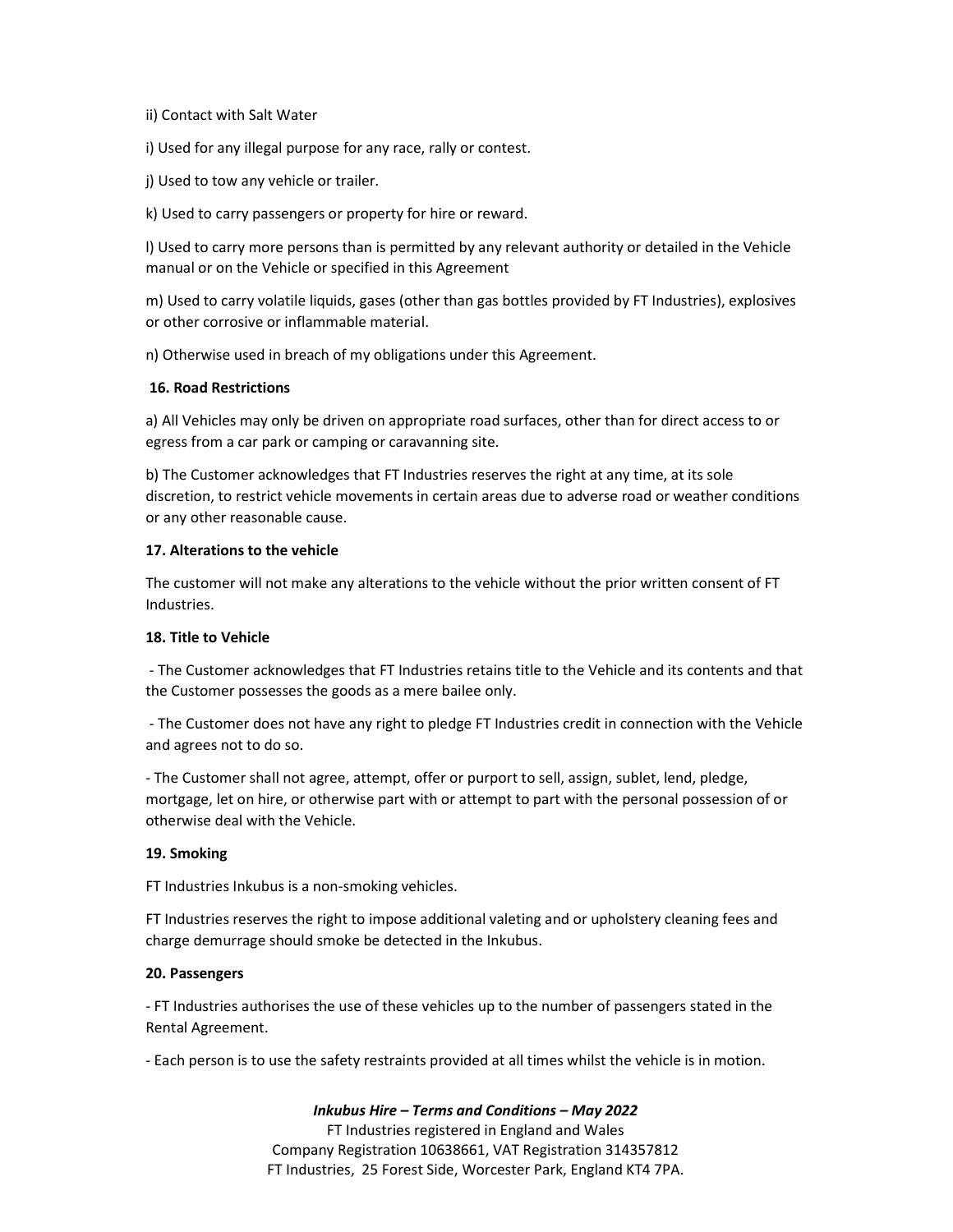ii) Contact with Salt Water

i) Used for any illegal purpose for any race, rally or contest.

j) Used to tow any vehicle or trailer.

k) Used to carry passengers or property for hire or reward.

l) Used to carry more persons than is permitted by any relevant authority or detailed in the Vehicle manual or on the Vehicle or specified in this Agreement

m) Used to carry volatile liquids, gases (other than gas bottles provided by FT Industries), explosives or other corrosive or inflammable material.

n) Otherwise used in breach of my obligations under this Agreement.

**16. Road Restrictions**

a) All Vehicles may only be driven on appropriate road surfaces, other than for direct access to or egress from a car park or camping or caravanning site.

b) The Customer acknowledges that FT Industries reserves the right at any time, at its sole discretion, to restrict vehicle movements in certain areas due to adverse road or weather conditions or any other reasonable cause.

**17. Alterations to the vehicle**

The customer will not make any alterations to the vehicle without the prior written consent of FT Industries.

**18. Title to Vehicle**

- The Customer acknowledges that FT Industries retains title to the Vehicle and its contents and that the Customer possesses the goods as a mere bailee only.

- The Customer does not have any right to pledge FT Industries credit in connection with the Vehicle and agrees not to do so.

- The Customer shall not agree, attempt, offer or purport to sell, assign, sublet, lend, pledge, mortgage, let on hire, or otherwise part with or attempt to part with the personal possession of or otherwise deal with the Vehicle.

**19. Smoking**

FT Industries Inkubus is a non-smoking vehicles.

FT Industries reserves the right to impose additional valeting and or upholstery cleaning fees and charge demurrage should smoke be detected in the Inkubus.

**20. Passengers**

- FT Industries authorises the use of these vehicles up to the number of passengers stated in the Rental Agreement.

- Each person is to use the safety restraints provided at all times whilst the vehicle is in motion.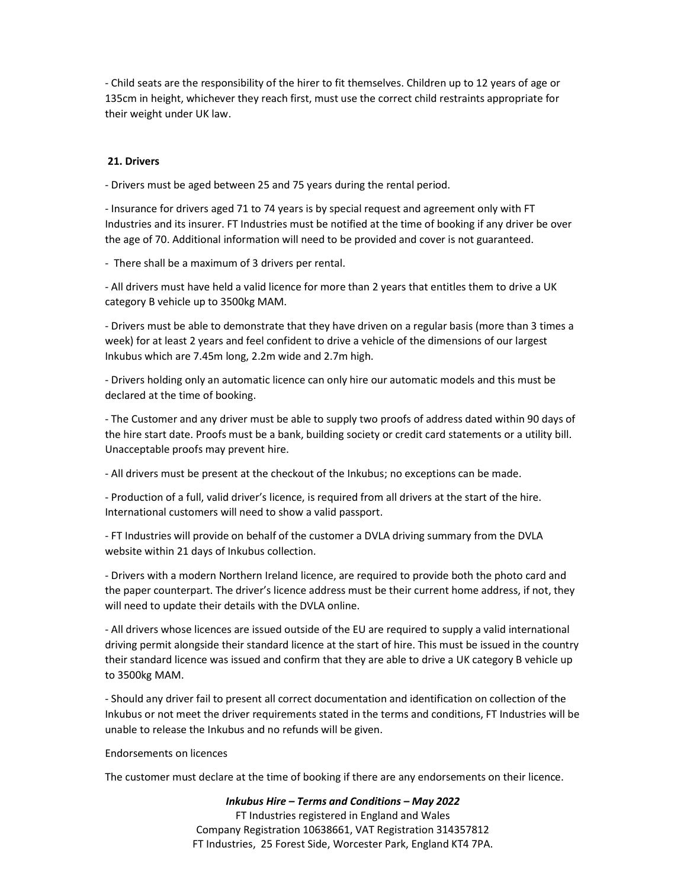- Child seats are the responsibility of the hirer to fit themselves. Children up to 12 years of age or 135cm in height, whichever they reach first, must use the correct child restraints appropriate for their weight under UK law.

**21. Drivers**

- Drivers must be aged between 25 and 75 years during the rental period.

- Insurance for drivers aged 71 to 74 years is by special request and agreement only with FT Industries and its insurer. FT Industries must be notified at the time of booking if any driver be over the age of 70. Additional information will need to be provided and cover is not guaranteed.

- There shall be a maximum of 3 drivers per rental.

- All drivers must have held a valid licence for more than 2 years that entitles them to drive a UK category B vehicle up to 3500kg MAM.

- Drivers must be able to demonstrate that they have driven on a regular basis (more than 3 times a week) for at least 2 years and feel confident to drive a vehicle of the dimensions of our largest Inkubus which are 7.45m long, 2.2m wide and 2.7m high.

- Drivers holding only an automatic licence can only hire our automatic models and this must be declared at the time of booking.

- The Customer and any driver must be able to supply two proofs of address dated within 90 days of the hire start date. Proofs must be a bank, building society or credit card statements or a utility bill. Unacceptable proofs may prevent hire.

- All drivers must be present at the checkout of the Inkubus; no exceptions can be made.

- Production of a full, valid driver's licence, is required from all drivers at the start of the hire. International customers will need to show a valid passport.

- FT Industries will provide on behalf of the customer a DVLA driving summary from the DVLA website within 21 days of Inkubus collection.

- Drivers with a modern Northern Ireland licence, are required to provide both the photo card and the paper counterpart. The driver's licence address must be their current home address, if not, they will need to update their details with the DVLA online.

- All drivers whose licences are issued outside of the EU are required to supply a valid international driving permit alongside their standard licence at the start of hire. This must be issued in the country their standard licence was issued and confirm that they are able to drive a UK category B vehicle up to 3500kg MAM.

- Should any driver fail to present all correct documentation and identification on collection of the Inkubus or not meet the driver requirements stated in the terms and conditions, FT Industries will be unable to release the Inkubus and no refunds will be given.

Endorsements on licences

The customer must declare at the time of booking if there are any endorsements on their licence.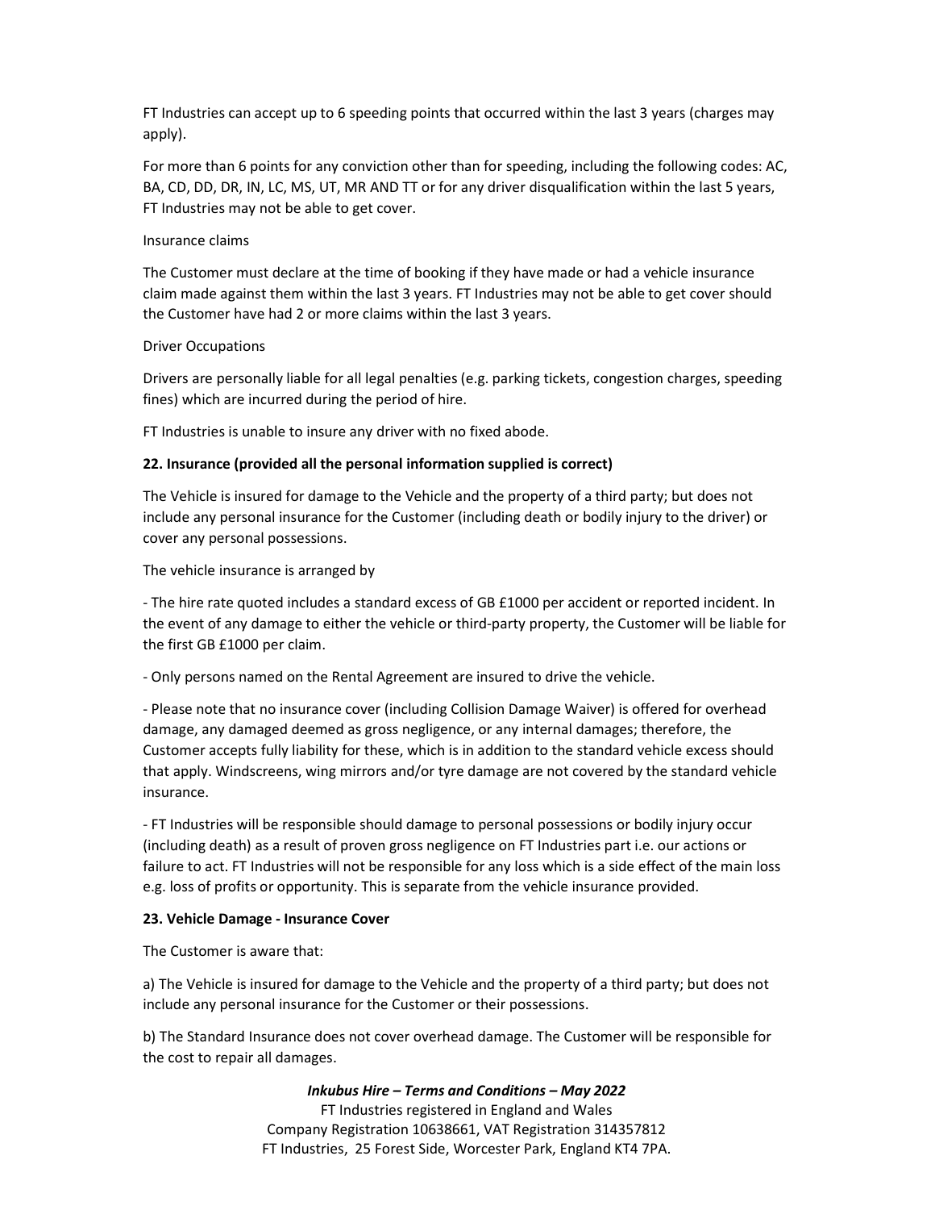FT Industries can accept up to 6 speeding points that occurred within the last 3 years (charges may apply).

For more than 6 points for any conviction other than for speeding, including the following codes: AC, BA, CD, DD, DR, IN, LC, MS, UT, MR AND TT or for any driver disqualification within the last 5 years, FT Industries may not be able to get cover.

Insurance claims

The Customer must declare at the time of booking if they have made or had a vehicle insurance claim made against them within the last 3 years. FT Industries may not be able to get cover should the Customer have had 2 or more claims within the last 3 years.

Driver Occupations

Drivers are personally liable for all legal penalties (e.g. parking tickets, congestion charges, speeding fines) which are incurred during the period of hire.

FT Industries is unable to insure any driver with no fixed abode.

**22. Insurance (provided all the personal information supplied is correct)**

The Vehicle is insured for damage to the Vehicle and the property of a third party; but does not include any personal insurance for the Customer (including death or bodily injury to the driver) or cover any personal possessions.

The vehicle insurance is arranged by

- The hire rate quoted includes a standard excess of GB £1000 per accident or reported incident. In the event of any damage to either the vehicle or third-party property, the Customer will be liable for the first GB £1000 per claim.

- Only persons named on the Rental Agreement are insured to drive the vehicle.

- Please note that no insurance cover (including Collision Damage Waiver) is offered for overhead damage, any damaged deemed as gross negligence, or any internal damages; therefore, the Customer accepts fully liability for these, which is in addition to the standard vehicle excess should that apply. Windscreens, wing mirrors and/or tyre damage are not covered by the standard vehicle insurance.

- FT Industries will be responsible should damage to personal possessions or bodily injury occur (including death) as a result of proven gross negligence on FT Industries part i.e. our actions or failure to act. FT Industries will not be responsible for any loss which is a side effect of the main loss e.g. loss of profits or opportunity. This is separate from the vehicle insurance provided.

**23. Vehicle Damage - Insurance Cover**

The Customer is aware that:

a) The Vehicle is insured for damage to the Vehicle and the property of a third party; but does not include any personal insurance for the Customer or their possessions.

b) The Standard Insurance does not cover overhead damage. The Customer will be responsible for the cost to repair all damages.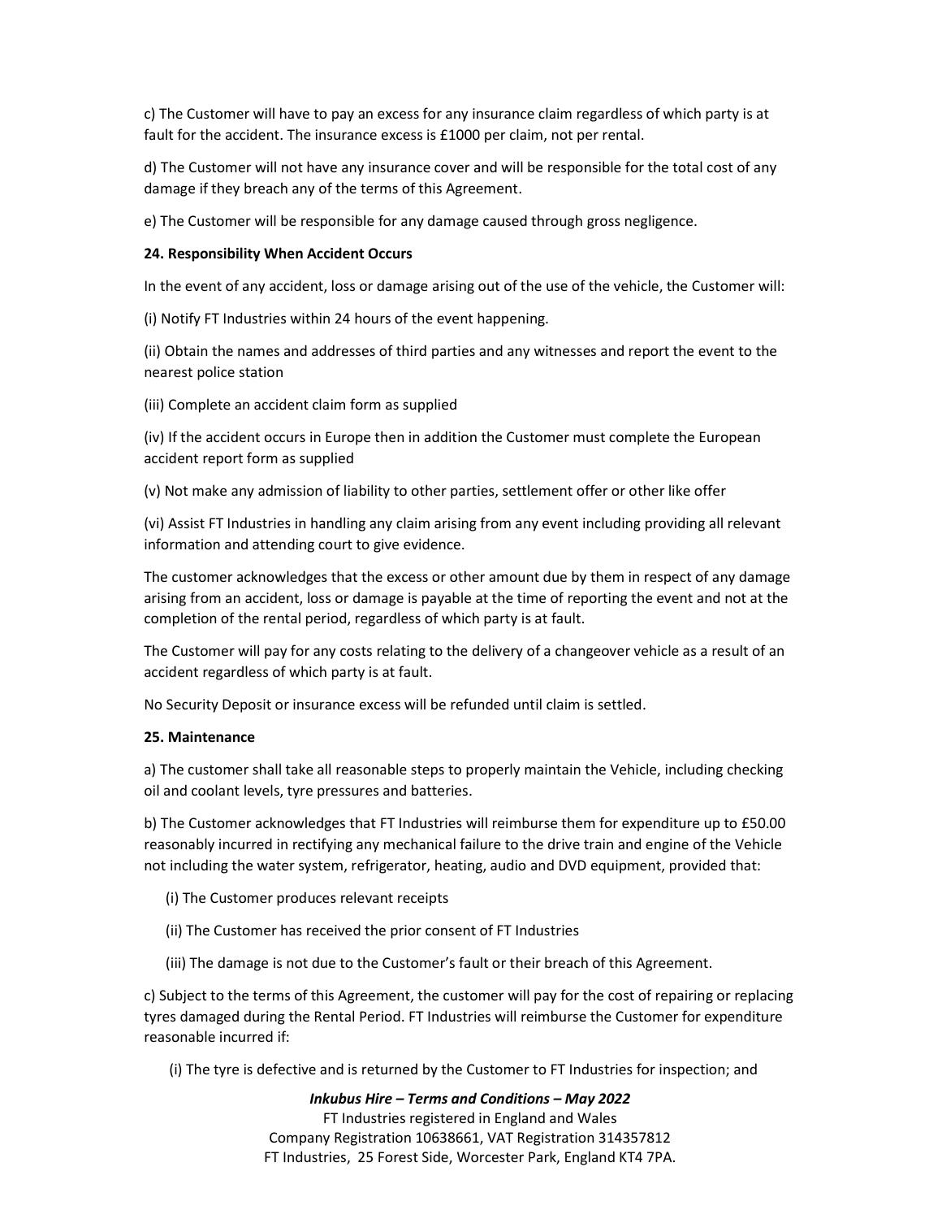c) The Customer will have to pay an excess for any insurance claim regardless of which party is at fault for the accident. The insurance excess is £1000 per claim, not per rental.

d) The Customer will not have any insurance cover and will be responsible for the total cost of any damage if they breach any of the terms of this Agreement.

e) The Customer will be responsible for any damage caused through gross negligence.

**24. Responsibility When Accident Occurs**

In the event of any accident, loss or damage arising out of the use of the vehicle, the Customer will:

(i) Notify FT Industries within 24 hours of the event happening.

(ii) Obtain the names and addresses of third parties and any witnesses and report the event to the nearest police station

(iii) Complete an accident claim form as supplied

(iv) If the accident occurs in Europe then in addition the Customer must complete the European accident report form as supplied

(v) Not make any admission of liability to other parties, settlement offer or other like offer

(vi) Assist FT Industries in handling any claim arising from any event including providing all relevant information and attending court to give evidence.

The customer acknowledges that the excess or other amount due by them in respect of any damage arising from an accident, loss or damage is payable at the time of reporting the event and not at the completion of the rental period, regardless of which party is at fault.

The Customer will pay for any costs relating to the delivery of a changeover vehicle as a result of an accident regardless of which party is at fault.

No Security Deposit or insurance excess will be refunded until claim is settled.

**25. Maintenance**

a) The customer shall take all reasonable steps to properly maintain the Vehicle, including checking oil and coolant levels, tyre pressures and batteries.

b) The Customer acknowledges that FT Industries will reimburse them for expenditure up to £50.00 reasonably incurred in rectifying any mechanical failure to the drive train and engine of the Vehicle not including the water system, refrigerator, heating, audio and DVD equipment, provided that:

(i) The Customer produces relevant receipts

(ii) The Customer has received the prior consent of FT Industries

(iii) The damage is not due to the Customer's fault or their breach of this Agreement.

c) Subject to the terms of this Agreement, the customer will pay for the cost of repairing or replacing tyres damaged during the Rental Period. FT Industries will reimburse the Customer for expenditure reasonable incurred if:

(i) The tyre is defective and is returned by the Customer to FT Industries for inspection; and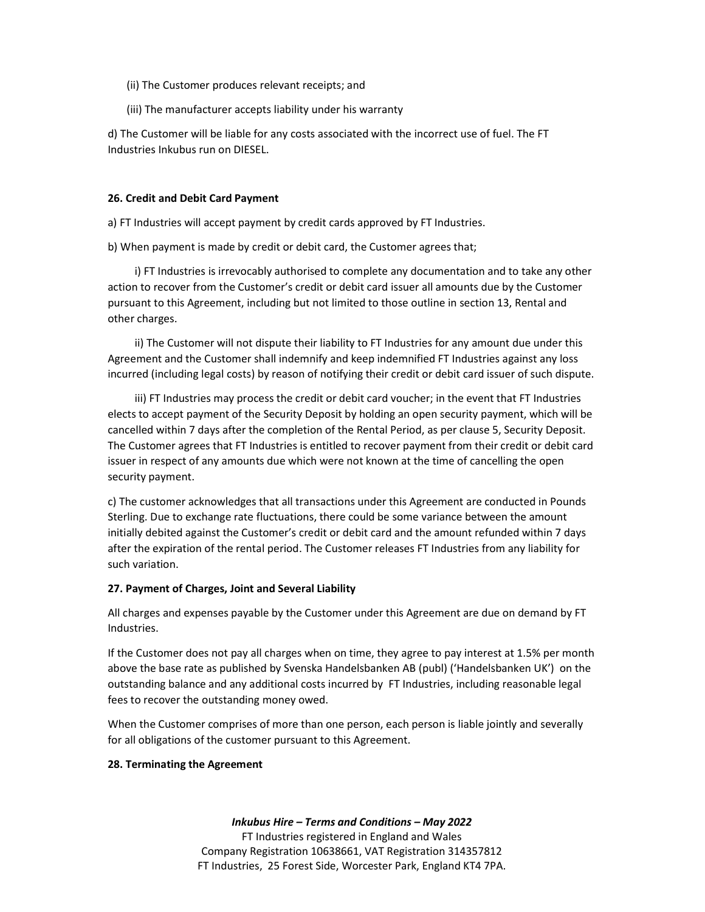(ii) The Customer produces relevant receipts; and

(iii) The manufacturer accepts liability under his warranty

d) The Customer will be liable for any costs associated with the incorrect use of fuel. The FT Industries Inkubus run on DIESEL.

**26. Credit and Debit Card Payment**

a) FT Industries will accept payment by credit cards approved by FT Industries.

b) When payment is made by credit or debit card, the Customer agrees that;

i) FT Industries is irrevocably authorised to complete any documentation and to take any other action to recover from the Customer's credit or debit card issuer all amounts due by the Customer pursuant to this Agreement, including but not limited to those outline in section 13, Rental and other charges.

ii) The Customer will not dispute their liability to FT Industries for any amount due under this Agreement and the Customer shall indemnify and keep indemnified FT Industries against any loss incurred (including legal costs) by reason of notifying their credit or debit card issuer of such dispute.

iii) FT Industries may process the credit or debit card voucher; in the event that FT Industries elects to accept payment of the Security Deposit by holding an open security payment, which will be cancelled within 7 days after the completion of the Rental Period, as per clause 5, Security Deposit. The Customer agrees that FT Industries is entitled to recover payment from their credit or debit card issuer in respect of any amounts due which were not known at the time of cancelling the open security payment.

c) The customer acknowledges that all transactions under this Agreement are conducted in Pounds Sterling. Due to exchange rate fluctuations, there could be some variance between the amount initially debited against the Customer's credit or debit card and the amount refunded within 7 days after the expiration of the rental period. The Customer releases FT Industries from any liability for such variation.

**27. Payment of Charges, Joint and Several Liability**

All charges and expenses payable by the Customer under this Agreement are due on demand by FT Industries.

If the Customer does not pay all charges when on time, they agree to pay interest at 1.5% per month above the base rate as published by Svenska Handelsbanken AB (publ) ('Handelsbanken UK') on the outstanding balance and any additional costs incurred by FT Industries, including reasonable legal fees to recover the outstanding money owed.

When the Customer comprises of more than one person, each person is liable jointly and severally for all obligations of the customer pursuant to this Agreement.

**28. Terminating the Agreement**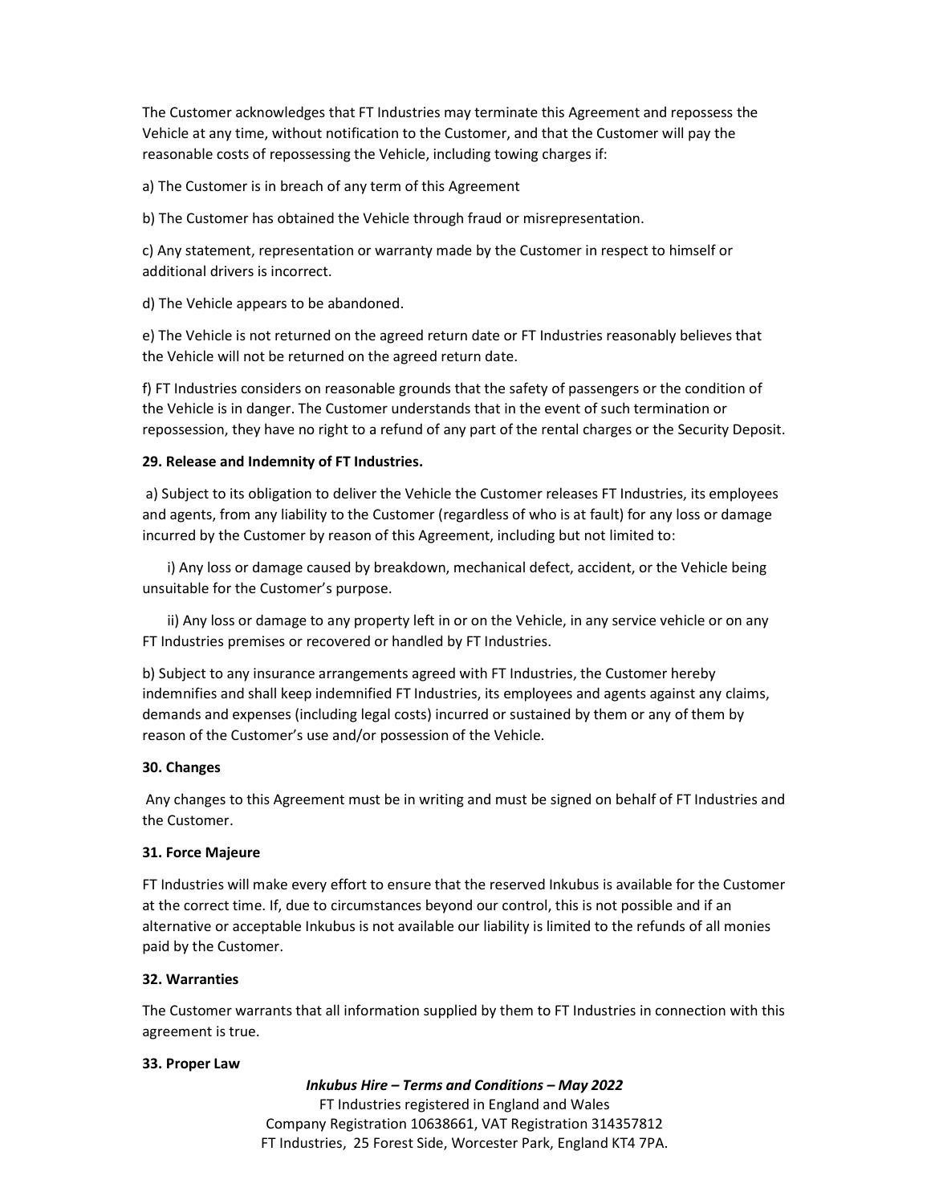The Customer acknowledges that FT Industries may terminate this Agreement and repossess the Vehicle at any time, without notification to the Customer, and that the Customer will pay the reasonable costs of repossessing the Vehicle, including towing charges if:

a) The Customer is in breach of any term of this Agreement

b) The Customer has obtained the Vehicle through fraud or misrepresentation.

c) Any statement, representation or warranty made by the Customer in respect to himself or additional drivers is incorrect.

d) The Vehicle appears to be abandoned.

e) The Vehicle is not returned on the agreed return date or FT Industries reasonably believes that the Vehicle will not be returned on the agreed return date.

f) FT Industries considers on reasonable grounds that the safety of passengers or the condition of the Vehicle is in danger. The Customer understands that in the event of such termination or repossession, they have no right to a refund of any part of the rental charges or the Security Deposit.

**29. Release and Indemnity of FT Industries.**

a) Subject to its obligation to deliver the Vehicle the Customer releases FT Industries, its employees and agents, from any liability to the Customer (regardless of who is at fault) for any loss or damage incurred by the Customer by reason of this Agreement, including but not limited to:

i) Any loss or damage caused by breakdown, mechanical defect, accident, or the Vehicle being unsuitable for the Customer's purpose.

ii) Any loss or damage to any property left in or on the Vehicle, in any service vehicle or on any FT Industries premises or recovered or handled by FT Industries.

b) Subject to any insurance arrangements agreed with FT Industries, the Customer hereby indemnifies and shall keep indemnified FT Industries, its employees and agents against any claims, demands and expenses (including legal costs) incurred or sustained by them or any of them by reason of the Customer's use and/or possession of the Vehicle.

**30. Changes**

Any changes to this Agreement must be in writing and must be signed on behalf of FT Industries and the Customer.

**31. Force Majeure**

FT Industries will make every effort to ensure that the reserved Inkubus is available for the Customer at the correct time. If, due to circumstances beyond our control, this is not possible and if an alternative or acceptable Inkubus is not available our liability is limited to the refunds of all monies paid by the Customer.

**32. Warranties**

The Customer warrants that all information supplied by them to FT Industries in connection with this agreement is true.

**33. Proper Law**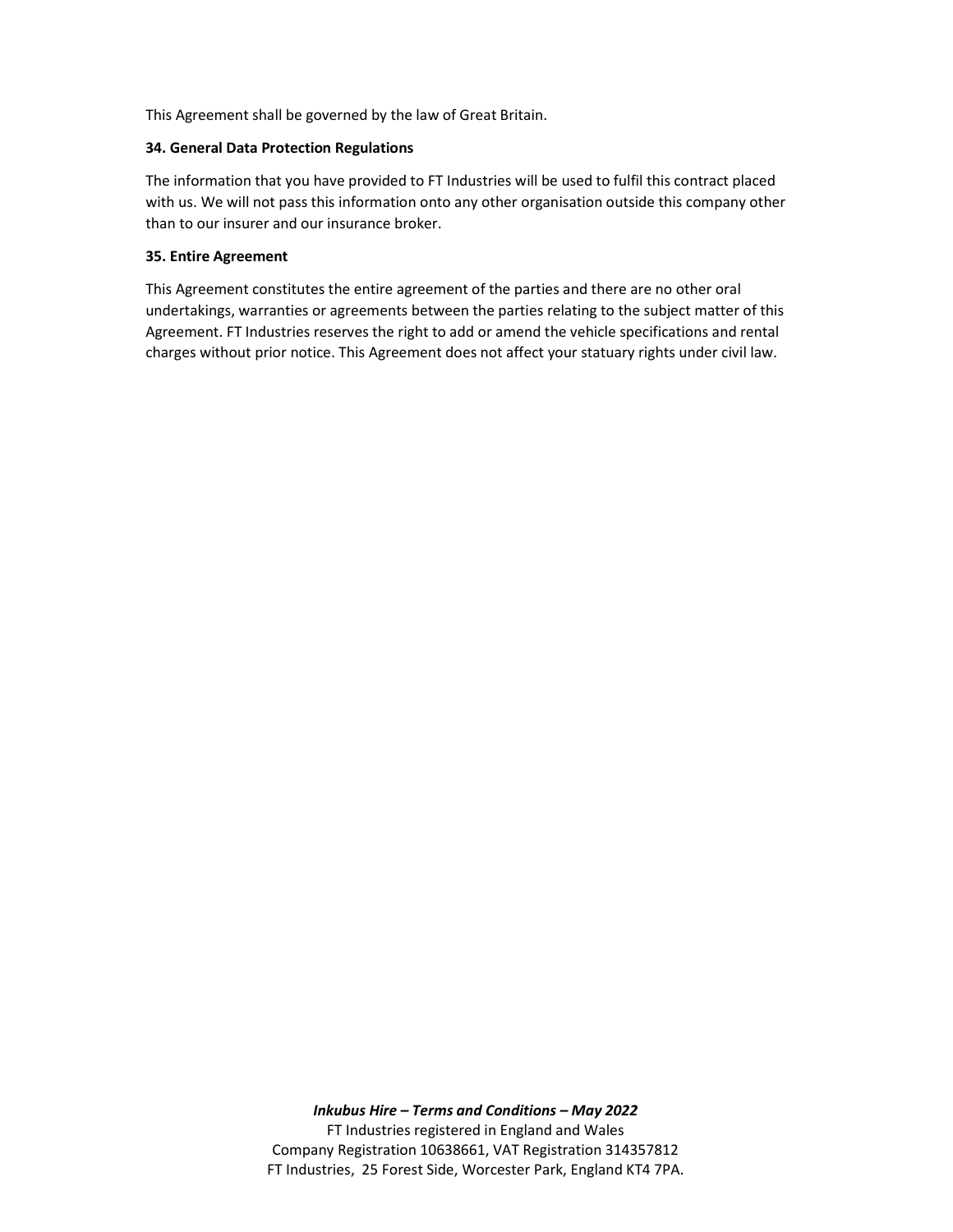This Agreement shall be governed by the law of Great Britain.

**34. General Data Protection Regulations**

The information that you have provided to FT Industries will be used to fulfil this contract placed with us. We will not pass this information onto any other organisation outside this company other than to our insurer and our insurance broker.

**35. Entire Agreement**

This Agreement constitutes the entire agreement of the parties and there are no other oral undertakings, warranties or agreements between the parties relating to the subject matter of this Agreement. FT Industries reserves the right to add or amend the vehicle specifications and rental charges without prior notice. This Agreement does not affect your statuary rights under civil law.

***Inkubus Hire – Terms and Conditions – May 2022***

FT Industries registered in England and Wales

Company Registration 10638661, VAT Registration 314357812

FT Industries, 25 Forest Side, Worcester Park, England KT4 7PA.